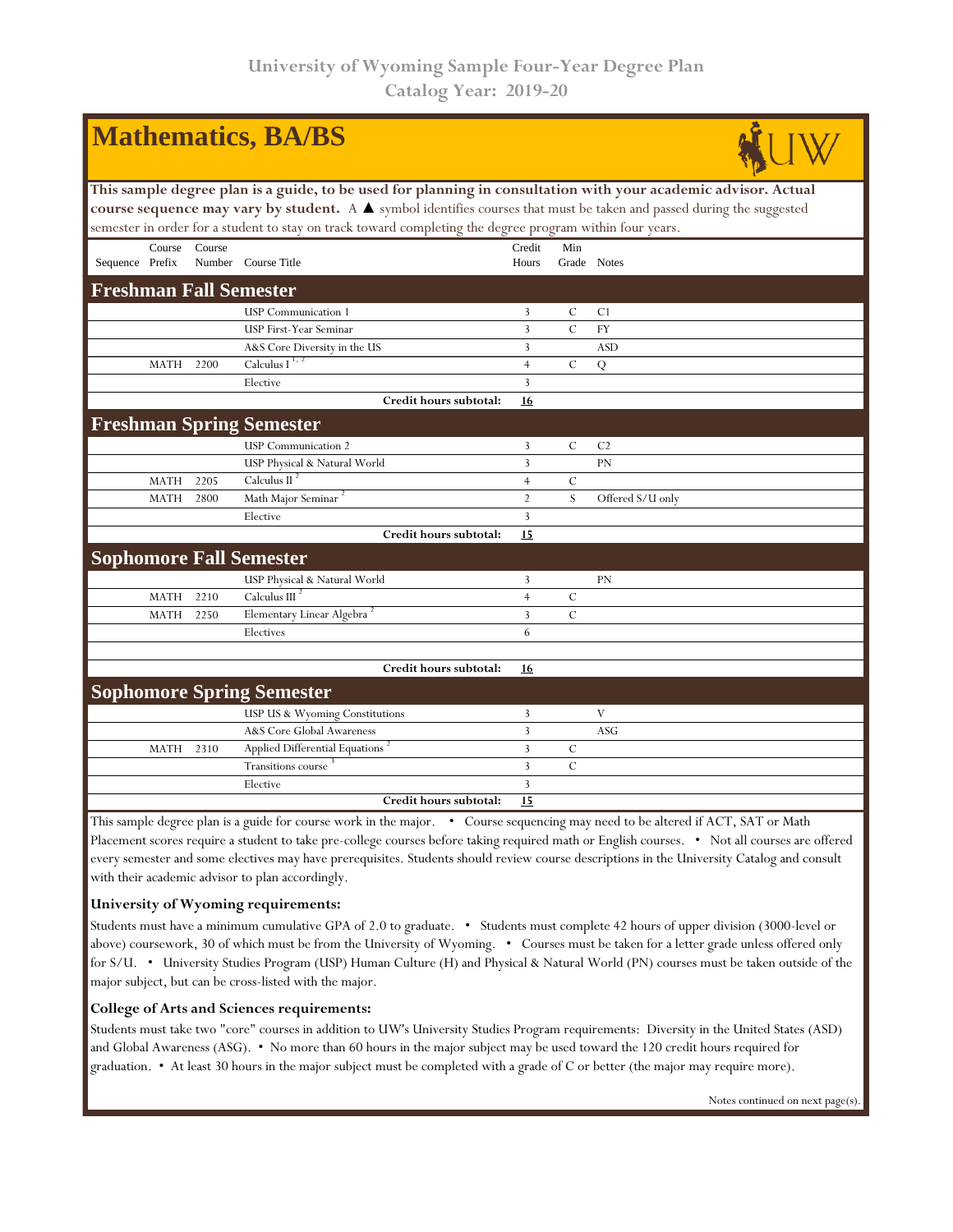# University of Wyoming Sample Four-Year Degree Plan
## Catalog Year: 2019-20

# Mathematics, BA/BS

**This sample degree plan is a guide, to be used for planning in consultation with your academic advisor. Actual course sequence may vary by student.** A ▲ symbol identifies courses that must be taken and passed during the suggested semester in order for a student to stay on track toward completing the degree program within four years.

| Sequence | Course Prefix | Course Number | Course Title | Credit Hours | Min Grade | Notes |
|---|---|---|---|---|---|---|
| **Freshman Fall Semester** | | | | | | |
| | | | USP Communication 1 | 3 | C | C1 |
| | | | USP First-Year Seminar | 3 | C | FY |
| | | | A&S Core Diversity in the US | 3 | | ASD |
| | MATH | 2200 | Calculus I [1, 2] | 4 | C | Q |
| | | | Elective | 3 | | |
| | | | **Credit hours subtotal:** | **16** | | |
| **Freshman Spring Semester** | | | | | | |
| | | | USP Communication 2 | 3 | C | C2 |
| | | | USP Physical & Natural World | 3 | | PN |
| | MATH | 2205 | Calculus II [2] | 4 | C | |
| | MATH | 2800 | Math Major Seminar [2] | 2 | S | Offered S/U only |
| | | | Elective | 3 | | |
| | | | **Credit hours subtotal:** | **15** | | |
| **Sophomore Fall Semester** | | | | | | |
| | | | USP Physical & Natural World | 3 | | PN |
| | MATH | 2210 | Calculus III [2] | 4 | C | |
| | MATH | 2250 | Elementary Linear Algebra [2] | 3 | C | |
| | | | Electives | 6 | | |
| | | | **Credit hours subtotal:** | **16** | | |
| **Sophomore Spring Semester** | | | | | | |
| | | | USP US & Wyoming Constitutions | 3 | | V |
| | | | A&S Core Global Awareness | 3 | | ASG |
| | MATH | 2310 | Applied Differential Equations [2] | 3 | C | |
| | | | Transitions course [3] | 3 | C | |
| | | | Elective | 3 | | |
| | | | **Credit hours subtotal:** | **15** | | |

This sample degree plan is a guide for course work in the major. • Course sequencing may need to be altered if ACT, SAT or Math Placement scores require a student to take pre-college courses before taking required math or English courses. • Not all courses are offered every semester and some electives may have prerequisites. Students should review course descriptions in the University Catalog and consult with their academic advisor to plan accordingly.

### University of Wyoming requirements:

Students must have a minimum cumulative GPA of 2.0 to graduate. • Students must complete 42 hours of upper division (3000-level or above) coursework, 30 of which must be from the University of Wyoming. • Courses must be taken for a letter grade unless offered only for S/U. • University Studies Program (USP) Human Culture (H) and Physical & Natural World (PN) courses must be taken outside of the major subject, but can be cross-listed with the major.

### College of Arts and Sciences requirements:

Students must take two "core" courses in addition to UW's University Studies Program requirements: Diversity in the United States (ASD) and Global Awareness (ASG). • No more than 60 hours in the major subject may be used toward the 120 credit hours required for graduation. • At least 30 hours in the major subject must be completed with a grade of C or better (the major may require more).

Notes continued on next page(s).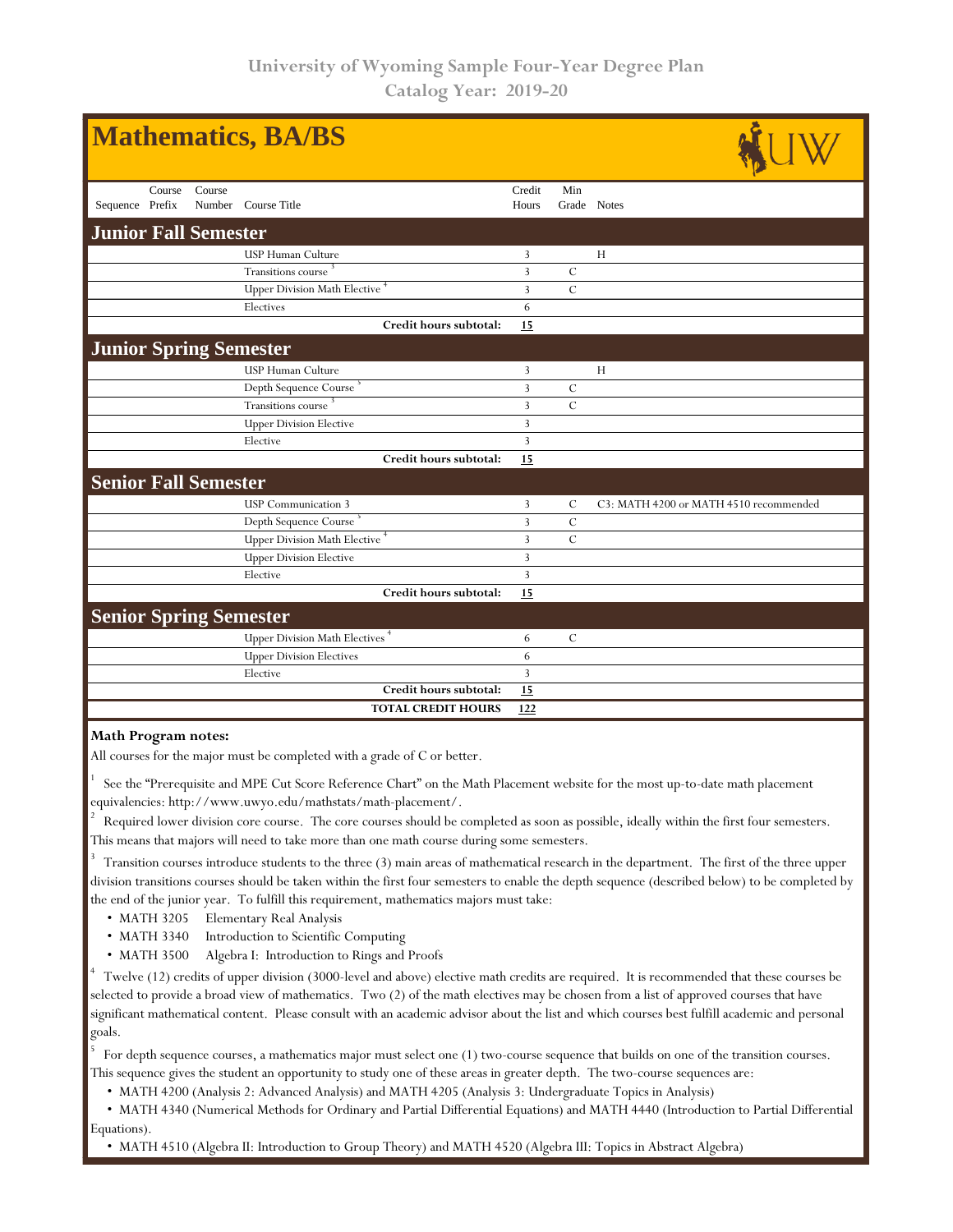University of Wyoming Sample Four-Year Degree Plan
Catalog Year: 2019-20

# Mathematics, BA/BS

| Sequence | Course Prefix | Course Number | Course Title | Credit Hours | Min Grade | Notes |
|---|---|---|---|---|---|---|
| **Junior Fall Semester** | | | | | | |
| | | | USP Human Culture | 3 | | H |
| | | | Transitions course [3] | 3 | C | |
| | | | Upper Division Math Elective [4] | 3 | C | |
| | | | Electives | 6 | | |
| | | | **Credit hours subtotal:** | **15** | | |
| **Junior Spring Semester** | | | | | | |
| | | | USP Human Culture | 3 | | H |
| | | | Depth Sequence Course [5] | 3 | C | |
| | | | Transitions course [3] | 3 | C | |
| | | | Upper Division Elective | 3 | | |
| | | | Elective | 3 | | |
| | | | **Credit hours subtotal:** | **15** | | |
| **Senior Fall Semester** | | | | | | |
| | | | USP Communication 3 | 3 | C | C3: MATH 4200 or MATH 4510 recommended |
| | | | Depth Sequence Course [5] | 3 | C | |
| | | | Upper Division Math Elective [4] | 3 | C | |
| | | | Upper Division Elective | 3 | | |
| | | | Elective | 3 | | |
| | | | **Credit hours subtotal:** | **15** | | |
| **Senior Spring Semester** | | | | | | |
| | | | Upper Division Math Electives [4] | 6 | C | |
| | | | Upper Division Electives | 6 | | |
| | | | Elective | 3 | | |
| | | | **Credit hours subtotal:** | **15** | | |
| | | | **TOTAL CREDIT HOURS** | **122** | | |

**Math Program notes:**

All courses for the major must be completed with a grade of C or better.

[1] See the "Prerequisite and MPE Cut Score Reference Chart" on the Math Placement website for the most up-to-date math placement equivalencies: http://www.uwyo.edu/mathstats/math-placement/.

[2] Required lower division core course. The core courses should be completed as soon as possible, ideally within the first four semesters. This means that majors will need to take more than one math course during some semesters.

[3] Transition courses introduce students to the three (3) main areas of mathematical research in the department. The first of the three upper division transitions courses should be taken within the first four semesters to enable the depth sequence (described below) to be completed by the end of the junior year. To fulfill this requirement, mathematics majors must take:

- MATH 3205 Elementary Real Analysis
- MATH 3340 Introduction to Scientific Computing
- MATH 3500 Algebra I: Introduction to Rings and Proofs

[4] Twelve (12) credits of upper division (3000-level and above) elective math credits are required. It is recommended that these courses be selected to provide a broad view of mathematics. Two (2) of the math electives may be chosen from a list of approved courses that have significant mathematical content. Please consult with an academic advisor about the list and which courses best fulfill academic and personal goals.

[5] For depth sequence courses, a mathematics major must select one (1) two-course sequence that builds on one of the transition courses. This sequence gives the student an opportunity to study one of these areas in greater depth. The two-course sequences are:

- MATH 4200 (Analysis 2: Advanced Analysis) and MATH 4205 (Analysis 3: Undergraduate Topics in Analysis)
- MATH 4340 (Numerical Methods for Ordinary and Partial Differential Equations) and MATH 4440 (Introduction to Partial Differential Equations).
- MATH 4510 (Algebra II: Introduction to Group Theory) and MATH 4520 (Algebra III: Topics in Abstract Algebra)